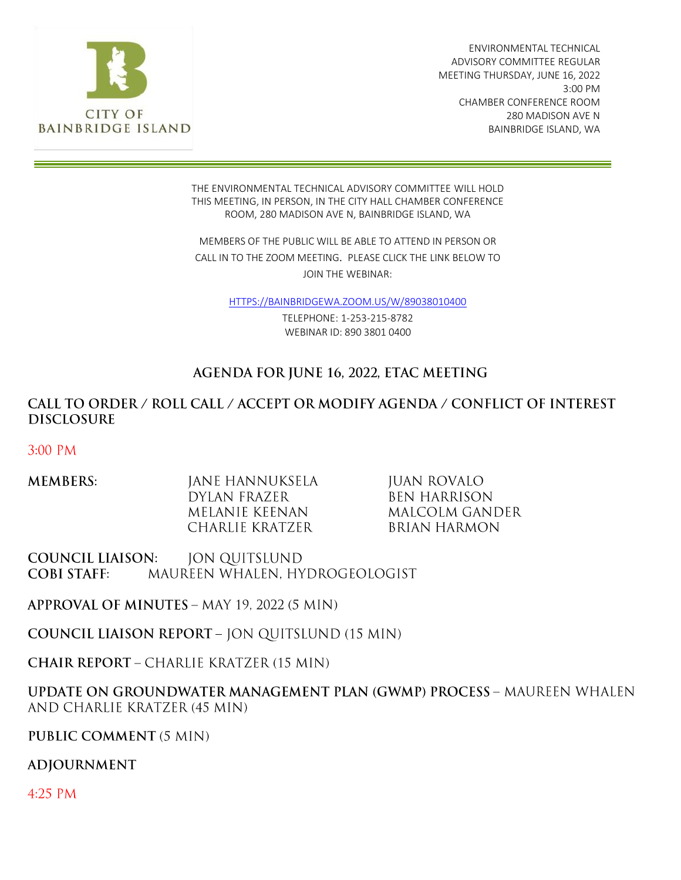CITY OF BAINBRIDGE ISLAND

ENVIRONMENTAL TECHNICAL ADVISORY COMMITTEE REGULAR MEETING THURSDAY, JUNE 16, 2022
3:00 PM
CHAMBER CONFERENCE ROOM
280 MADISON AVE N
BAINBRIDGE ISLAND, WA

---

THE ENVIRONMENTAL TECHNICAL ADVISORY COMMITTEE WILL HOLD THIS MEETING, IN PERSON, IN THE CITY HALL CHAMBER CONFERENCE ROOM, 280 MADISON AVE N, BAINBRIDGE ISLAND, WA

MEMBERS OF THE PUBLIC WILL BE ABLE TO ATTEND IN PERSON OR CALL IN TO THE ZOOM MEETING. PLEASE CLICK THE LINK BELOW TO JOIN THE WEBINAR:

[HTTPS://BAINBRIDGEWA.ZOOM.US/W/89038010400](https://bainbridgewa.zoom.us/w/89038010400)

TELEPHONE: 1-253-215-8782
WEBINAR ID: 890 3801 0400

# AGENDA FOR JUNE 16, 2022, ETAC MEETING

## CALL TO ORDER / ROLL CALL / ACCEPT OR MODIFY AGENDA / CONFLICT OF INTEREST DISCLOSURE

3:00 PM

**MEMBERS:**

- JANE HANNUKSELA
- DYLAN FRAZER
- MELANIE KEENAN
- CHARLIE KRATZER
- JUAN ROVALO
- BEN HARRISON
- MALCOLM GANDER
- BRIAN HARMON

**COUNCIL LIAISON:** JON QUITSLUND
**COBI STAFF:** MAUREEN WHALEN, HYDROGEOLOGIST

**APPROVAL OF MINUTES** – MAY 19, 2022 (5 MIN)

**COUNCIL LIAISON REPORT** – JON QUITSLUND (15 MIN)

**CHAIR REPORT** – CHARLIE KRATZER (15 MIN)

**UPDATE ON GROUNDWATER MANAGEMENT PLAN (GWMP) PROCESS** – MAUREEN WHALEN AND CHARLIE KRATZER (45 MIN)

**PUBLIC COMMENT** (5 MIN)

**ADJOURNMENT**

4:25 PM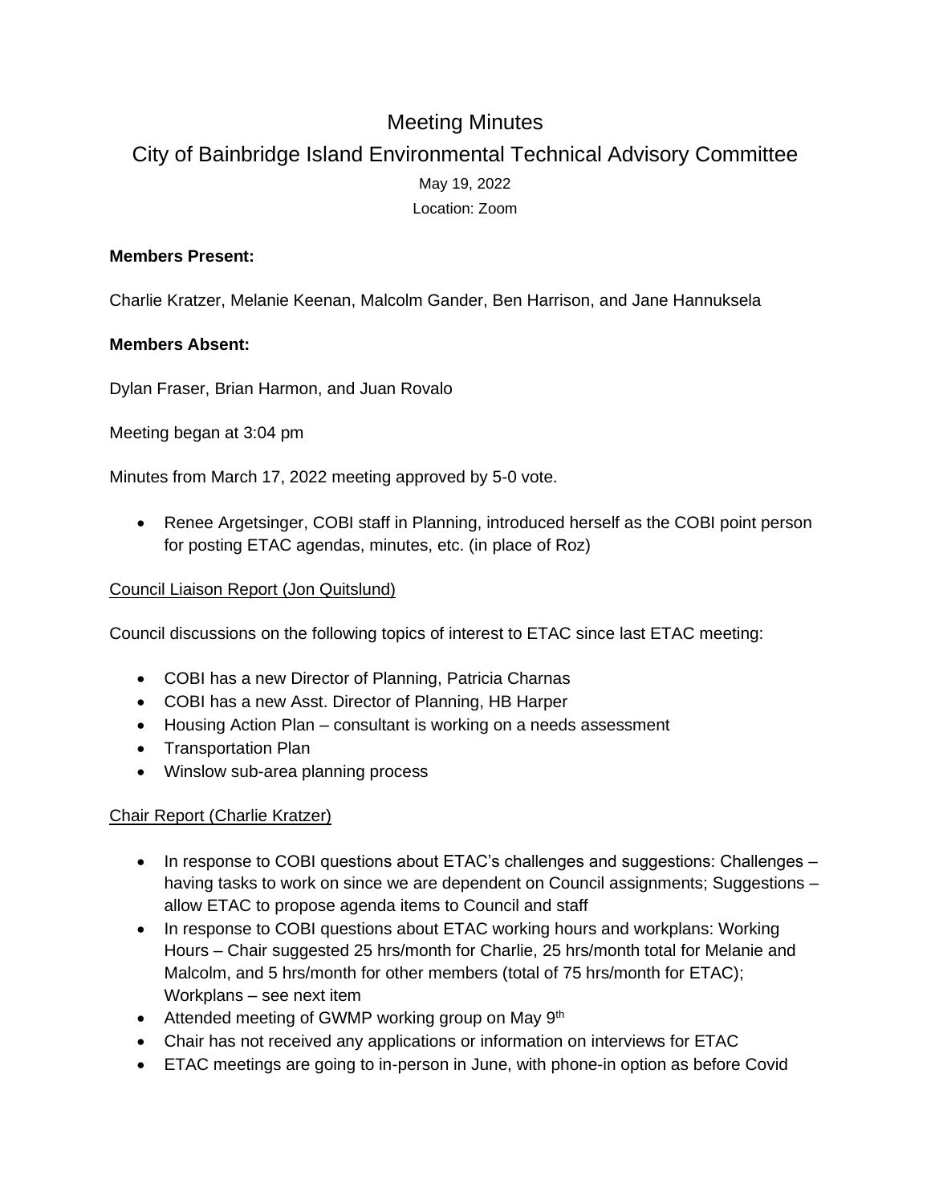# Meeting Minutes

## City of Bainbridge Island Environmental Technical Advisory Committee

May 19, 2022

Location: Zoom

**Members Present:**

Charlie Kratzer, Melanie Keenan, Malcolm Gander, Ben Harrison, and Jane Hannuksela

**Members Absent:**

Dylan Fraser, Brian Harmon, and Juan Rovalo

Meeting began at 3:04 pm

Minutes from March 17, 2022 meeting approved by 5-0 vote.

- Renee Argetsinger, COBI staff in Planning, introduced herself as the COBI point person for posting ETAC agendas, minutes, etc. (in place of Roz)

<u>Council Liaison Report (Jon Quitslund)</u>

Council discussions on the following topics of interest to ETAC since last ETAC meeting:

- COBI has a new Director of Planning, Patricia Charnas
- COBI has a new Asst. Director of Planning, HB Harper
- Housing Action Plan – consultant is working on a needs assessment
- Transportation Plan
- Winslow sub-area planning process

<u>Chair Report (Charlie Kratzer)</u>

- In response to COBI questions about ETAC's challenges and suggestions: Challenges – having tasks to work on since we are dependent on Council assignments; Suggestions – allow ETAC to propose agenda items to Council and staff
- In response to COBI questions about ETAC working hours and workplans: Working Hours – Chair suggested 25 hrs/month for Charlie, 25 hrs/month total for Melanie and Malcolm, and 5 hrs/month for other members (total of 75 hrs/month for ETAC); Workplans – see next item
- Attended meeting of GWMP working group on May 9th
- Chair has not received any applications or information on interviews for ETAC
- ETAC meetings are going to in-person in June, with phone-in option as before Covid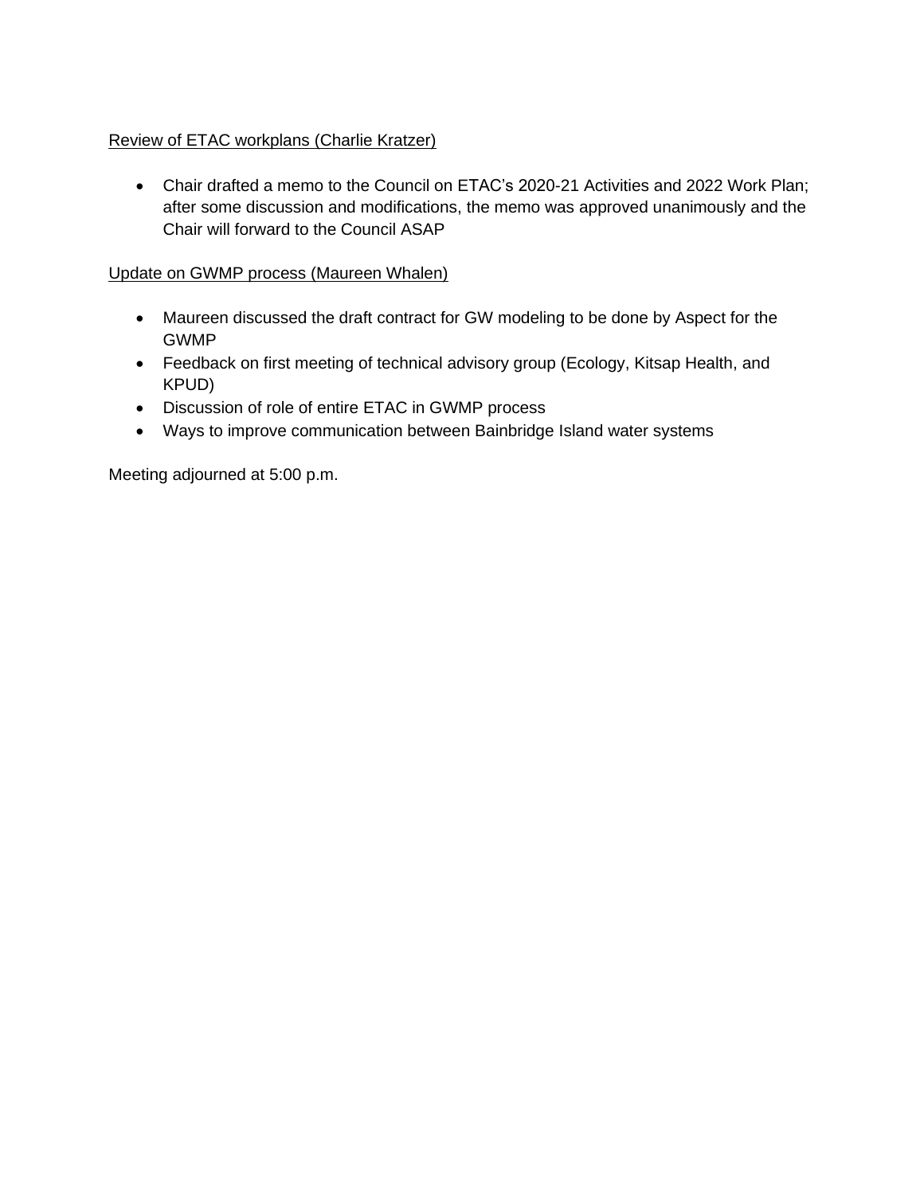<u>Review of ETAC workplans (Charlie Kratzer)</u>

- Chair drafted a memo to the Council on ETAC's 2020-21 Activities and 2022 Work Plan; after some discussion and modifications, the memo was approved unanimously and the Chair will forward to the Council ASAP

<u>Update on GWMP process (Maureen Whalen)</u>

- Maureen discussed the draft contract for GW modeling to be done by Aspect for the GWMP
- Feedback on first meeting of technical advisory group (Ecology, Kitsap Health, and KPUD)
- Discussion of role of entire ETAC in GWMP process
- Ways to improve communication between Bainbridge Island water systems

Meeting adjourned at 5:00 p.m.